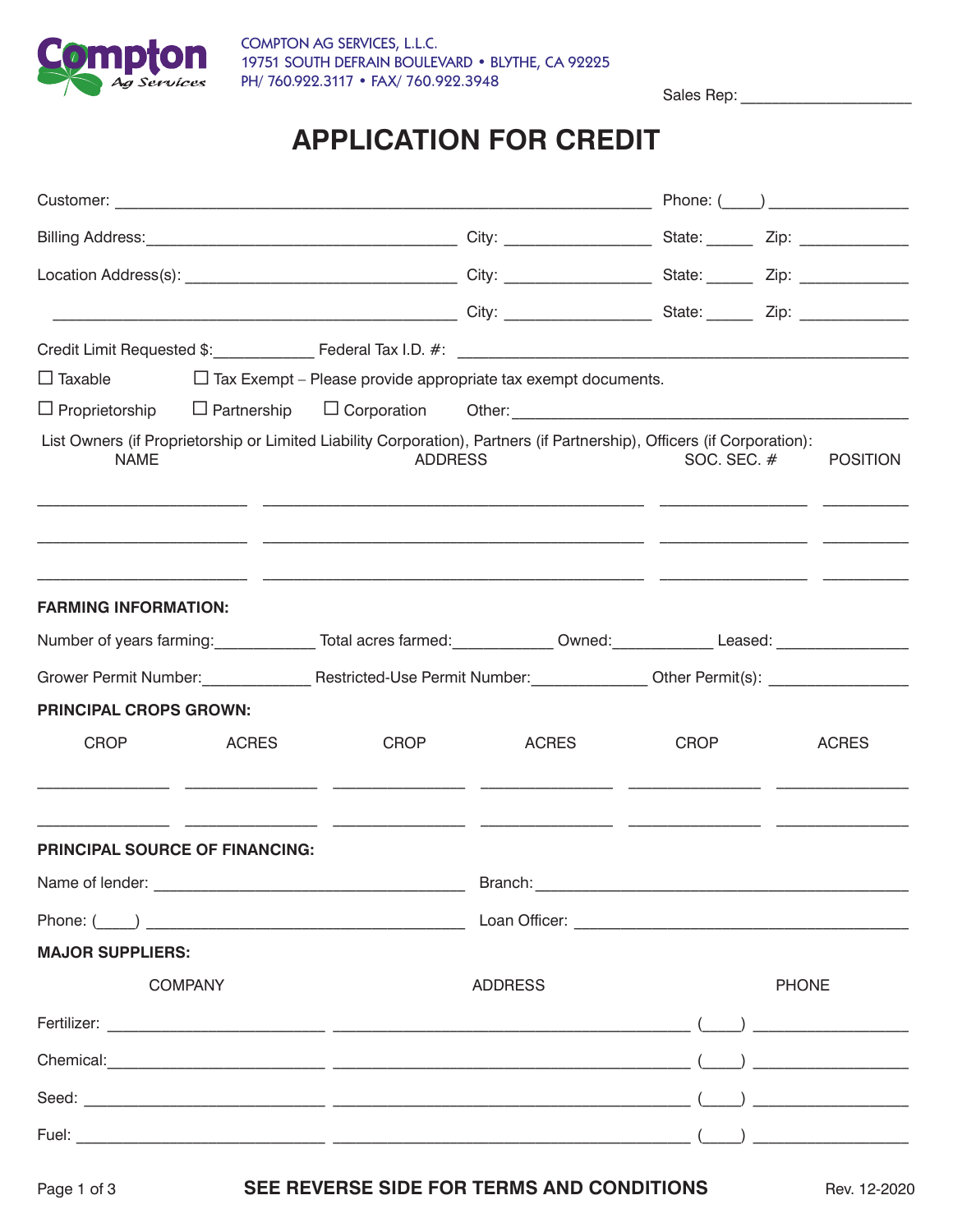**Compton Ag Services**

COMPTON AG SERVICES, L.L.C.
19751 SOUTH DEFRAIN BOULEVARD • BLYTHE, CA 92225
PH/ 760.922.3117 • FAX/ 760.922.3948

Sales Rep: ___________________

# APPLICATION FOR CREDIT

Customer: ____________________________________________ Phone: (____) _______________

Billing Address: _______________________________ City: ________________ State: _____ Zip: ____________

Location Address(s): ___________________________ City: ________________ State: _____ Zip: ____________

_______________________________________________ City: ________________ State: _____ Zip: ____________

Credit Limit Requested $: ___________ Federal Tax I.D. #: ______________________________________________

☐ Taxable ☐ Tax Exempt – Please provide appropriate tax exempt documents.

☐ Proprietorship ☐ Partnership ☐ Corporation Other: ______________________________________

List Owners (if Proprietorship or Limited Liability Corporation), Partners (if Partnership), Officers (if Corporation):

| NAME | ADDRESS | SOC. SEC. # | POSITION |
|---|---|---|---|
| | | | |
| | | | |
| | | | |

## FARMING INFORMATION:

Number of years farming: ___________ Total acres farmed: ___________ Owned: ___________ Leased: _______________

Grower Permit Number: ____________ Restricted-Use Permit Number: ____________ Other Permit(s): ________________

## PRINCIPAL CROPS GROWN:

| CROP | ACRES | CROP | ACRES | CROP | ACRES |
|---|---|---|---|---|---|
| | | | | | |
| | | | | | |

## PRINCIPAL SOURCE OF FINANCING:

Name of lender: ___________________________________ Branch: ___________________________________________

Phone: (____) ____________________________________ Loan Officer: ______________________________________

## MAJOR SUPPLIERS:

| | COMPANY | ADDRESS | PHONE |
|---|---|---|---|
| Fertilizer: | | | (____) |
| Chemical: | | | (____) |
| Seed: | | | (____) |
| Fuel: | | | (____) |

**SEE REVERSE SIDE FOR TERMS AND CONDITIONS**

Rev. 12-2020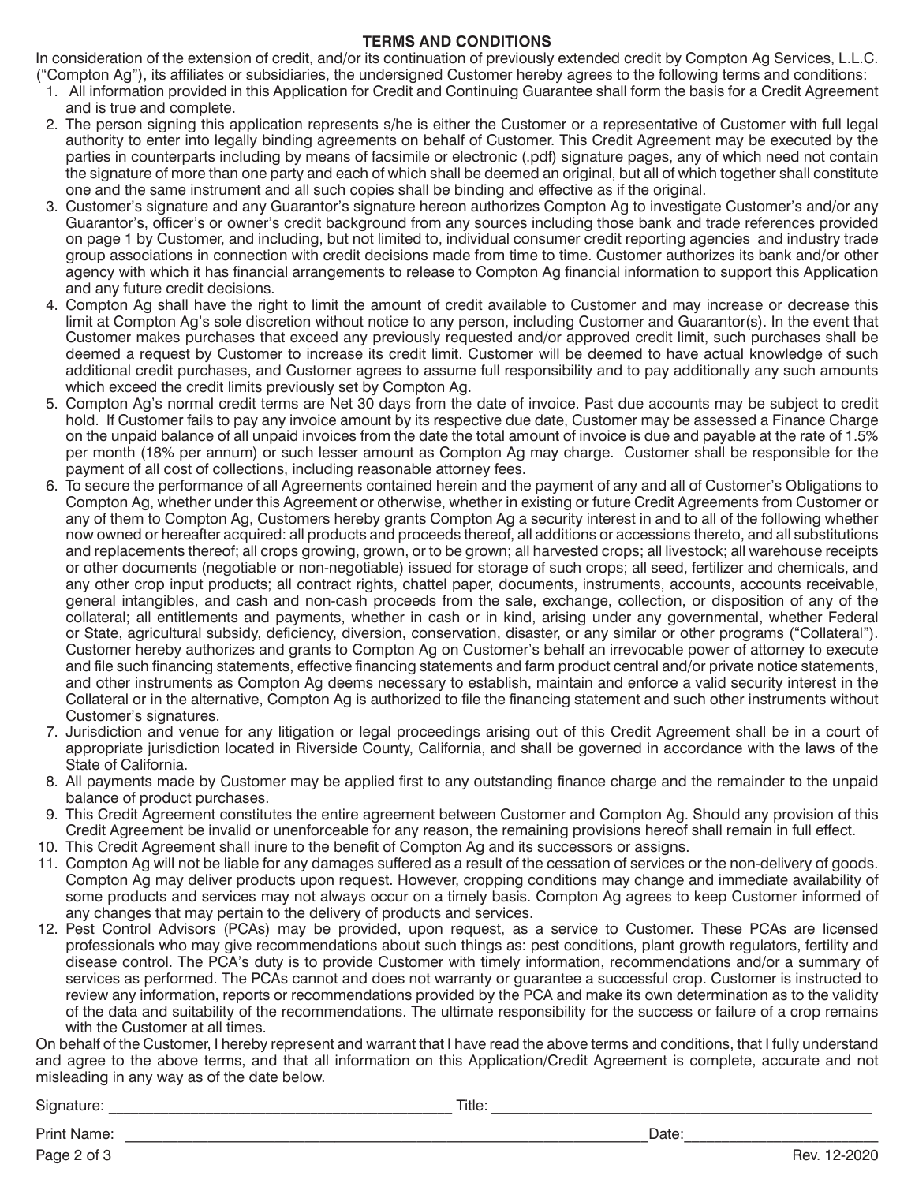## TERMS AND CONDITIONS

In consideration of the extension of credit, and/or its continuation of previously extended credit by Compton Ag Services, L.L.C. ("Compton Ag"), its affiliates or subsidiaries, the undersigned Customer hereby agrees to the following terms and conditions:

1. All information provided in this Application for Credit and Continuing Guarantee shall form the basis for a Credit Agreement and is true and complete.
2. The person signing this application represents s/he is either the Customer or a representative of Customer with full legal authority to enter into legally binding agreements on behalf of Customer. This Credit Agreement may be executed by the parties in counterparts including by means of facsimile or electronic (.pdf) signature pages, any of which need not contain the signature of more than one party and each of which shall be deemed an original, but all of which together shall constitute one and the same instrument and all such copies shall be binding and effective as if the original.
3. Customer's signature and any Guarantor's signature hereon authorizes Compton Ag to investigate Customer's and/or any Guarantor's, officer's or owner's credit background from any sources including those bank and trade references provided on page 1 by Customer, and including, but not limited to, individual consumer credit reporting agencies and industry trade group associations in connection with credit decisions made from time to time. Customer authorizes its bank and/or other agency with which it has financial arrangements to release to Compton Ag financial information to support this Application and any future credit decisions.
4. Compton Ag shall have the right to limit the amount of credit available to Customer and may increase or decrease this limit at Compton Ag's sole discretion without notice to any person, including Customer and Guarantor(s). In the event that Customer makes purchases that exceed any previously requested and/or approved credit limit, such purchases shall be deemed a request by Customer to increase its credit limit. Customer will be deemed to have actual knowledge of such additional credit purchases, and Customer agrees to assume full responsibility and to pay additionally any such amounts which exceed the credit limits previously set by Compton Ag.
5. Compton Ag's normal credit terms are Net 30 days from the date of invoice. Past due accounts may be subject to credit hold. If Customer fails to pay any invoice amount by its respective due date, Customer may be assessed a Finance Charge on the unpaid balance of all unpaid invoices from the date the total amount of invoice is due and payable at the rate of 1.5% per month (18% per annum) or such lesser amount as Compton Ag may charge. Customer shall be responsible for the payment of all cost of collections, including reasonable attorney fees.
6. To secure the performance of all Agreements contained herein and the payment of any and all of Customer's Obligations to Compton Ag, whether under this Agreement or otherwise, whether in existing or future Credit Agreements from Customer or any of them to Compton Ag, Customers hereby grants Compton Ag a security interest in and to all of the following whether now owned or hereafter acquired: all products and proceeds thereof, all additions or accessions thereto, and all substitutions and replacements thereof; all crops growing, grown, or to be grown; all harvested crops; all livestock; all warehouse receipts or other documents (negotiable or non-negotiable) issued for storage of such crops; all seed, fertilizer and chemicals, and any other crop input products; all contract rights, chattel paper, documents, instruments, accounts, accounts receivable, general intangibles, and cash and non-cash proceeds from the sale, exchange, collection, or disposition of any of the collateral; all entitlements and payments, whether in cash or in kind, arising under any governmental, whether Federal or State, agricultural subsidy, deficiency, diversion, conservation, disaster, or any similar or other programs ("Collateral"). Customer hereby authorizes and grants to Compton Ag on Customer's behalf an irrevocable power of attorney to execute and file such financing statements, effective financing statements and farm product central and/or private notice statements, and other instruments as Compton Ag deems necessary to establish, maintain and enforce a valid security interest in the Collateral or in the alternative, Compton Ag is authorized to file the financing statement and such other instruments without Customer's signatures.
7. Jurisdiction and venue for any litigation or legal proceedings arising out of this Credit Agreement shall be in a court of appropriate jurisdiction located in Riverside County, California, and shall be governed in accordance with the laws of the State of California.
8. All payments made by Customer may be applied first to any outstanding finance charge and the remainder to the unpaid balance of product purchases.
9. This Credit Agreement constitutes the entire agreement between Customer and Compton Ag. Should any provision of this Credit Agreement be invalid or unenforceable for any reason, the remaining provisions hereof shall remain in full effect.
10. This Credit Agreement shall inure to the benefit of Compton Ag and its successors or assigns.
11. Compton Ag will not be liable for any damages suffered as a result of the cessation of services or the non-delivery of goods. Compton Ag may deliver products upon request. However, cropping conditions may change and immediate availability of some products and services may not always occur on a timely basis. Compton Ag agrees to keep Customer informed of any changes that may pertain to the delivery of products and services.
12. Pest Control Advisors (PCAs) may be provided, upon request, as a service to Customer. These PCAs are licensed professionals who may give recommendations about such things as: pest conditions, plant growth regulators, fertility and disease control. The PCA's duty is to provide Customer with timely information, recommendations and/or a summary of services as performed. The PCAs cannot and does not warranty or guarantee a successful crop. Customer is instructed to review any information, reports or recommendations provided by the PCA and make its own determination as to the validity of the data and suitability of the recommendations. The ultimate responsibility for the success or failure of a crop remains with the Customer at all times.

On behalf of the Customer, I hereby represent and warrant that I have read the above terms and conditions, that I fully understand and agree to the above terms, and that all information on this Application/Credit Agreement is complete, accurate and not misleading in any way as of the date below.

Signature: ______________________________ Title: ______________________________

Print Name: ______________________________ Date: ______________________________

Rev. 12-2020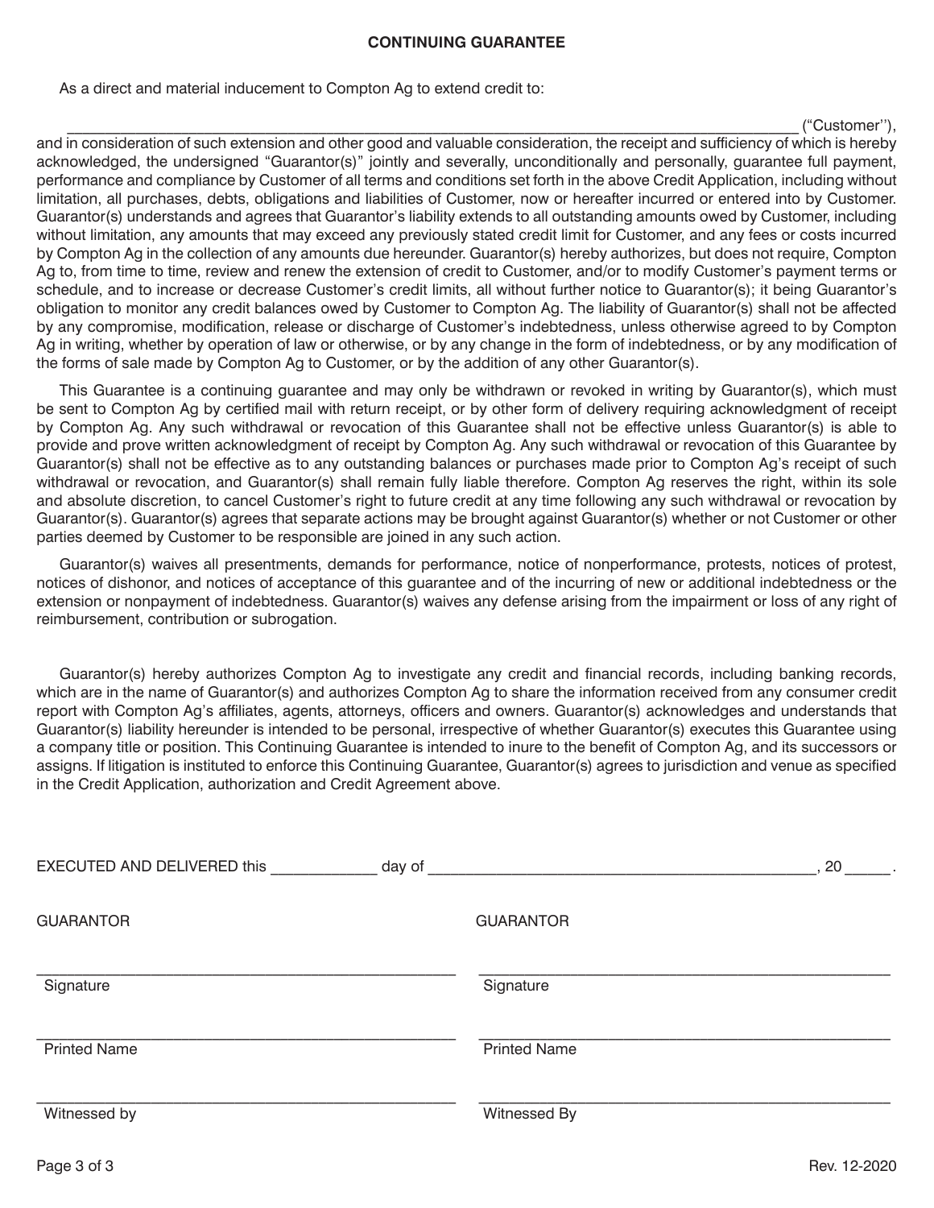**CONTINUING GUARANTEE**

As a direct and material inducement to Compton Ag to extend credit to:

_______________________________________________________________________________________ ("Customer''), and in consideration of such extension and other good and valuable consideration, the receipt and sufficiency of which is hereby acknowledged, the undersigned "Guarantor(s)" jointly and severally, unconditionally and personally, guarantee full payment, performance and compliance by Customer of all terms and conditions set forth in the above Credit Application, including without limitation, all purchases, debts, obligations and liabilities of Customer, now or hereafter incurred or entered into by Customer. Guarantor(s) understands and agrees that Guarantor's liability extends to all outstanding amounts owed by Customer, including without limitation, any amounts that may exceed any previously stated credit limit for Customer, and any fees or costs incurred by Compton Ag in the collection of any amounts due hereunder. Guarantor(s) hereby authorizes, but does not require, Compton Ag to, from time to time, review and renew the extension of credit to Customer, and/or to modify Customer's payment terms or schedule, and to increase or decrease Customer's credit limits, all without further notice to Guarantor(s); it being Guarantor's obligation to monitor any credit balances owed by Customer to Compton Ag. The liability of Guarantor(s) shall not be affected by any compromise, modification, release or discharge of Customer's indebtedness, unless otherwise agreed to by Compton Ag in writing, whether by operation of law or otherwise, or by any change in the form of indebtedness, or by any modification of the forms of sale made by Compton Ag to Customer, or by the addition of any other Guarantor(s).

This Guarantee is a continuing guarantee and may only be withdrawn or revoked in writing by Guarantor(s), which must be sent to Compton Ag by certified mail with return receipt, or by other form of delivery requiring acknowledgment of receipt by Compton Ag. Any such withdrawal or revocation of this Guarantee shall not be effective unless Guarantor(s) is able to provide and prove written acknowledgment of receipt by Compton Ag. Any such withdrawal or revocation of this Guarantee by Guarantor(s) shall not be effective as to any outstanding balances or purchases made prior to Compton Ag's receipt of such withdrawal or revocation, and Guarantor(s) shall remain fully liable therefore. Compton Ag reserves the right, within its sole and absolute discretion, to cancel Customer's right to future credit at any time following any such withdrawal or revocation by Guarantor(s). Guarantor(s) agrees that separate actions may be brought against Guarantor(s) whether or not Customer or other parties deemed by Customer to be responsible are joined in any such action.

Guarantor(s) waives all presentments, demands for performance, notice of nonperformance, protests, notices of protest, notices of dishonor, and notices of acceptance of this guarantee and of the incurring of new or additional indebtedness or the extension or nonpayment of indebtedness. Guarantor(s) waives any defense arising from the impairment or loss of any right of reimbursement, contribution or subrogation.

Guarantor(s) hereby authorizes Compton Ag to investigate any credit and financial records, including banking records, which are in the name of Guarantor(s) and authorizes Compton Ag to share the information received from any consumer credit report with Compton Ag's affiliates, agents, attorneys, officers and owners. Guarantor(s) acknowledges and understands that Guarantor(s) liability hereunder is intended to be personal, irrespective of whether Guarantor(s) executes this Guarantee using a company title or position. This Continuing Guarantee is intended to inure to the benefit of Compton Ag, and its successors or assigns. If litigation is instituted to enforce this Continuing Guarantee, Guarantor(s) agrees to jurisdiction and venue as specified in the Credit Application, authorization and Credit Agreement above.

EXECUTED AND DELIVERED this ____________ day of ______________________________________________, 20 _____.

| GUARANTOR | GUARANTOR |
|---|---|
| ______________________________ | ______________________________ |
| Signature | Signature |
| ______________________________ | ______________________________ |
| Printed Name | Printed Name |
| ______________________________ | ______________________________ |
| Witnessed by | Witnessed By |

Rev. 12-2020